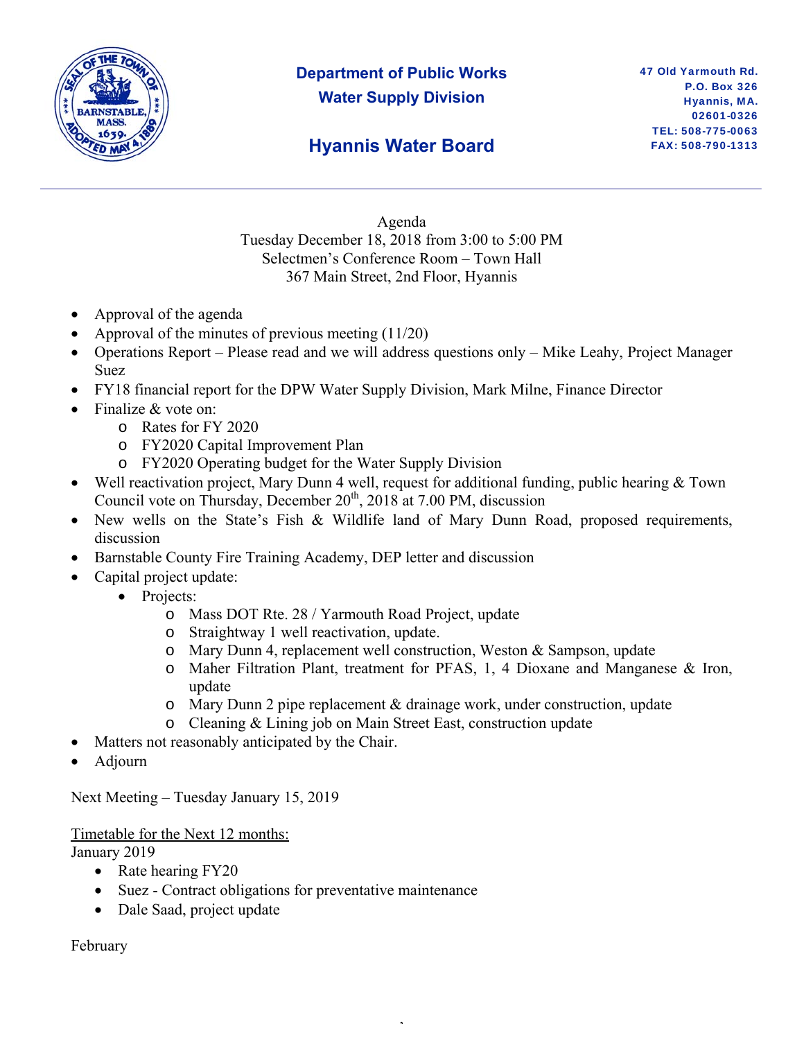**Department of Public Works**
**Water Supply Division**

## Hyannis Water Board

47 Old Yarmouth Rd.
P.O. Box 326
Hyannis, MA.
02601-0326
TEL: 508-775-0063
FAX: 508-790-1313

---

Agenda
Tuesday December 18, 2018 from 3:00 to 5:00 PM
Selectmen's Conference Room – Town Hall
367 Main Street, 2nd Floor, Hyannis

- Approval of the agenda
- Approval of the minutes of previous meeting (11/20)
- Operations Report – Please read and we will address questions only – Mike Leahy, Project Manager Suez
- FY18 financial report for the DPW Water Supply Division, Mark Milne, Finance Director
- Finalize & vote on:
  - Rates for FY 2020
  - FY2020 Capital Improvement Plan
  - FY2020 Operating budget for the Water Supply Division
- Well reactivation project, Mary Dunn 4 well, request for additional funding, public hearing & Town Council vote on Thursday, December 20th, 2018 at 7.00 PM, discussion
- New wells on the State's Fish & Wildlife land of Mary Dunn Road, proposed requirements, discussion
- Barnstable County Fire Training Academy, DEP letter and discussion
- Capital project update:
  - Projects:
    - Mass DOT Rte. 28 / Yarmouth Road Project, update
    - Straightway 1 well reactivation, update.
    - Mary Dunn 4, replacement well construction, Weston & Sampson, update
    - Maher Filtration Plant, treatment for PFAS, 1, 4 Dioxane and Manganese & Iron, update
    - Mary Dunn 2 pipe replacement & drainage work, under construction, update
    - Cleaning & Lining job on Main Street East, construction update
- Matters not reasonably anticipated by the Chair.
- Adjourn

Next Meeting – Tuesday January 15, 2019

Timetable for the Next 12 months:

January 2019

- Rate hearing FY20
- Suez - Contract obligations for preventative maintenance
- Dale Saad, project update

February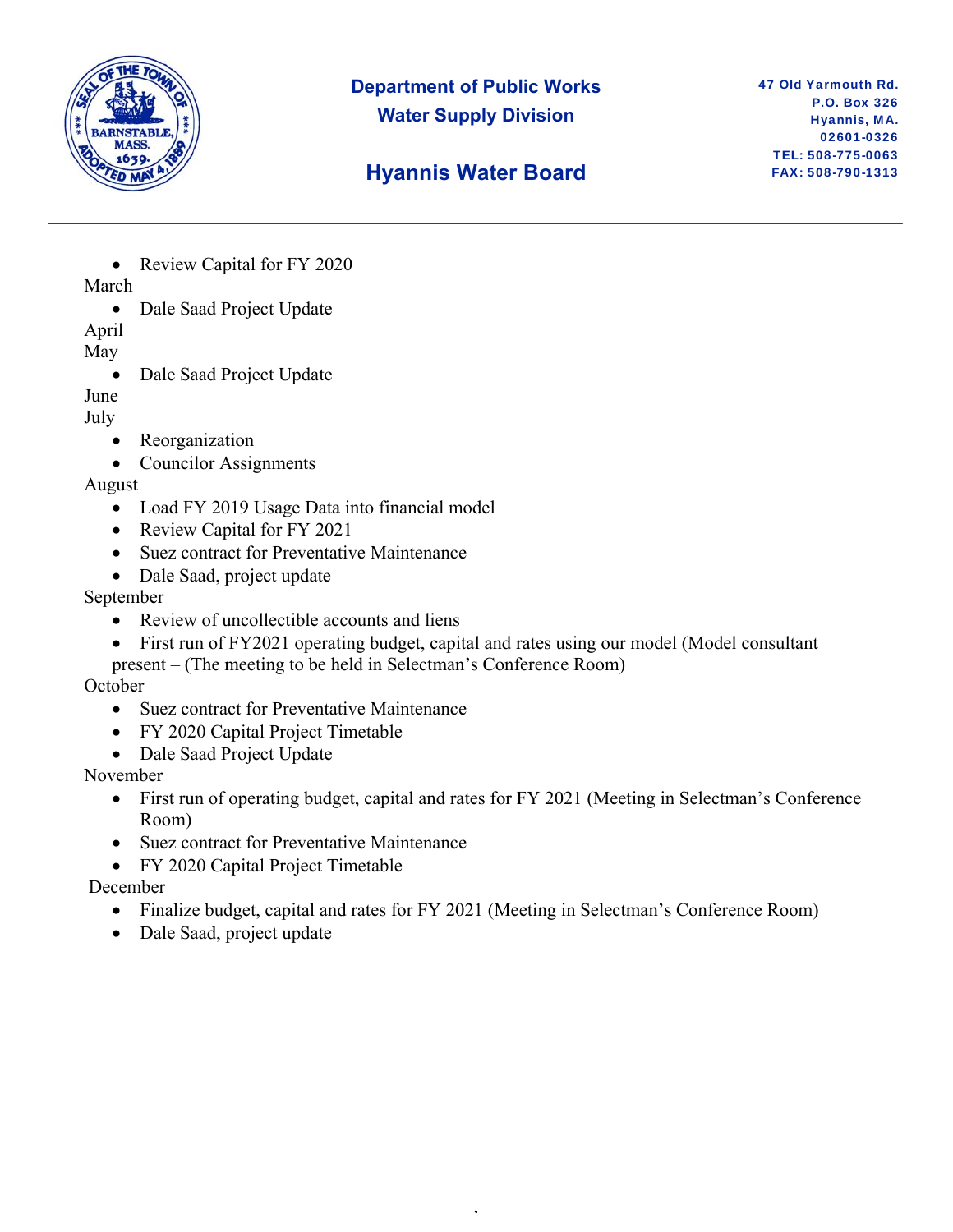**Department of Public Works**
**Water Supply Division**

**Hyannis Water Board**

47 Old Yarmouth Rd.
P.O. Box 326
Hyannis, MA.
02601-0326
TEL: 508-775-0063
FAX: 508-790-1313

- Review Capital for FY 2020

March
- Dale Saad Project Update

April

May
- Dale Saad Project Update

June

July
- Reorganization
- Councilor Assignments

August
- Load FY 2019 Usage Data into financial model
- Review Capital for FY 2021
- Suez contract for Preventative Maintenance
- Dale Saad, project update

September
- Review of uncollectible accounts and liens
- First run of FY2021 operating budget, capital and rates using our model (Model consultant present – (The meeting to be held in Selectman's Conference Room)

October
- Suez contract for Preventative Maintenance
- FY 2020 Capital Project Timetable
- Dale Saad Project Update

November
- First run of operating budget, capital and rates for FY 2021 (Meeting in Selectman's Conference Room)
- Suez contract for Preventative Maintenance
- FY 2020 Capital Project Timetable

December
- Finalize budget, capital and rates for FY 2021 (Meeting in Selectman's Conference Room)
- Dale Saad, project update